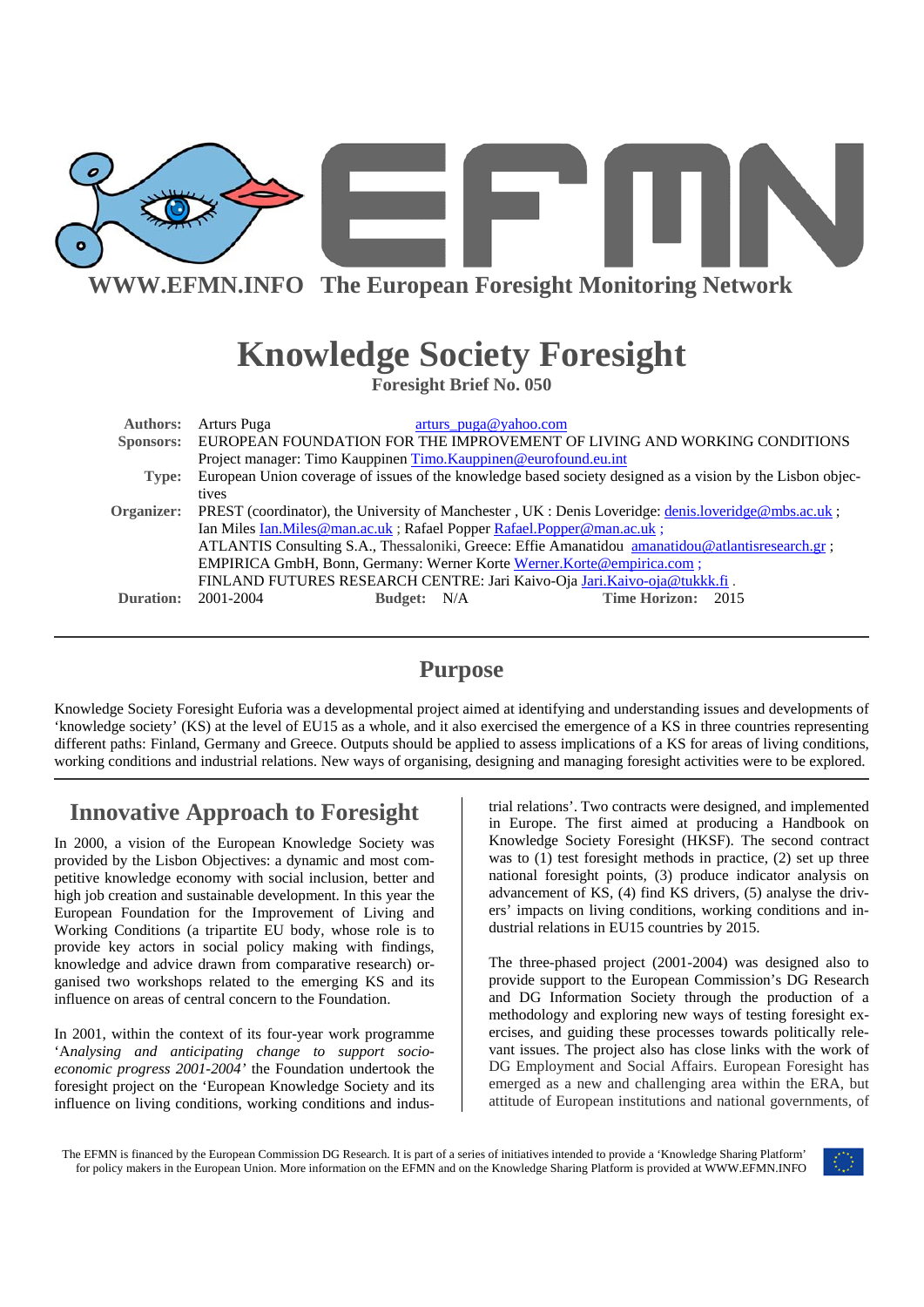WWW.EFMN.INFO The European Foresight Monitoring Network

# Knowledge Society Foresight

**Foresight Brief No. 050**

| | |
|---|---|
| **Authors:** | Arturs Puga arturs_puga@yahoo.com |
| **Sponsors:** | EUROPEAN FOUNDATION FOR THE IMPROVEMENT OF LIVING AND WORKING CONDITIONS<br>Project manager: Timo Kauppinen Timo.Kauppinen@eurofound.eu.int |
| **Type:** | European Union coverage of issues of the knowledge based society designed as a vision by the Lisbon objectives |
| **Organizer:** | PREST (coordinator), the University of Manchester , UK : Denis Loveridge: denis.loveridge@mbs.ac.uk ; Ian Miles Ian.Miles@man.ac.uk ; Rafael Popper Rafael.Popper@man.ac.uk ;<br>ATLANTIS Consulting S.A., Thessaloniki, Greece: Effie Amanatidou amanatidou@atlantisresearch.gr ;<br>EMPIRICA GmbH, Bonn, Germany: Werner Korte Werner.Korte@empirica.com ;<br>FINLAND FUTURES RESEARCH CENTRE: Jari Kaivo-Oja Jari.Kaivo-oja@tukkk.fi . |
| **Duration:** | 2001-2004 **Budget:** N/A **Time Horizon:** 2015 |

## Purpose

Knowledge Society Foresight Euforia was a developmental project aimed at identifying and understanding issues and developments of 'knowledge society' (KS) at the level of EU15 as a whole, and it also exercised the emergence of a KS in three countries representing different paths: Finland, Germany and Greece. Outputs should be applied to assess implications of a KS for areas of living conditions, working conditions and industrial relations. New ways of organising, designing and managing foresight activities were to be explored.

## Innovative Approach to Foresight

In 2000, a vision of the European Knowledge Society was provided by the Lisbon Objectives: a dynamic and most competitive knowledge economy with social inclusion, better and high job creation and sustainable development. In this year the European Foundation for the Improvement of Living and Working Conditions (a tripartite EU body, whose role is to provide key actors in social policy making with findings, knowledge and advice drawn from comparative research) organised two workshops related to the emerging KS and its influence on areas of central concern to the Foundation.

In 2001, within the context of its four-year work programme '*Analysing and anticipating change to support socio-economic progress 2001-2004*' the Foundation undertook the foresight project on the 'European Knowledge Society and its influence on living conditions, working conditions and industrial relations'. Two contracts were designed, and implemented in Europe. The first aimed at producing a Handbook on Knowledge Society Foresight (HKSF). The second contract was to (1) test foresight methods in practice, (2) set up three national foresight points, (3) produce indicator analysis on advancement of KS, (4) find KS drivers, (5) analyse the drivers' impacts on living conditions, working conditions and industrial relations in EU15 countries by 2015.

The three-phased project (2001-2004) was designed also to provide support to the European Commission's DG Research and DG Information Society through the production of a methodology and exploring new ways of testing foresight exercises, and guiding these processes towards politically relevant issues. The project also has close links with the work of DG Employment and Social Affairs. European Foresight has emerged as a new and challenging area within the ERA, but attitude of European institutions and national governments, of

The EFMN is financed by the European Commission DG Research. It is part of a series of initiatives intended to provide a 'Knowledge Sharing Platform' for policy makers in the European Union. More information on the EFMN and on the Knowledge Sharing Platform is provided at WWW.EFMN.INFO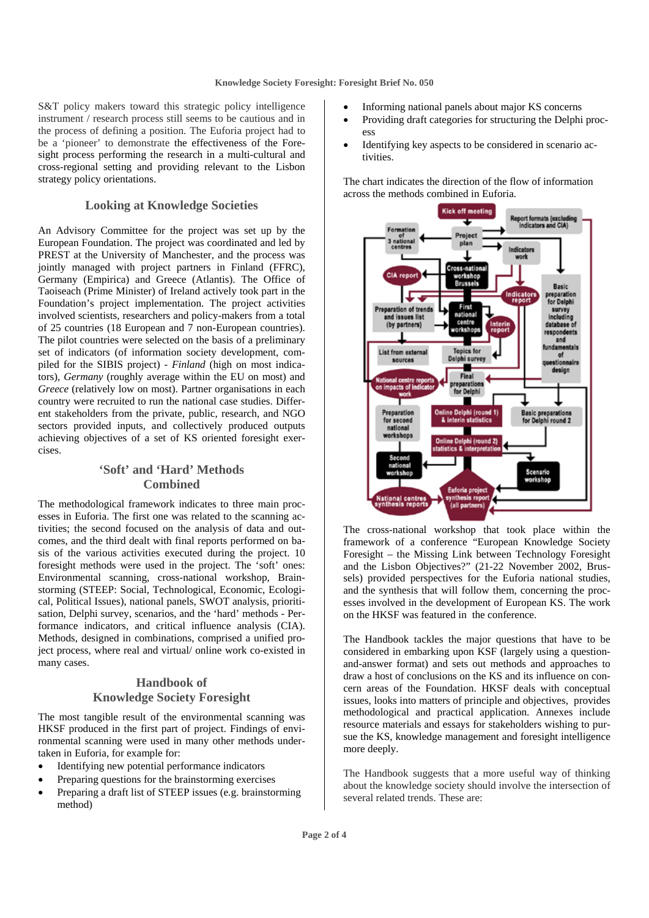S&T policy makers toward this strategic policy intelligence instrument / research process still seems to be cautious and in the process of defining a position. The Euforia project had to be a 'pioneer' to demonstrate the effectiveness of the Foresight process performing the research in a multi-cultural and cross-regional setting and providing relevant to the Lisbon strategy policy orientations.

## Looking at Knowledge Societies

An Advisory Committee for the project was set up by the European Foundation. The project was coordinated and led by PREST at the University of Manchester, and the process was jointly managed with project partners in Finland (FFRC), Germany (Empirica) and Greece (Atlantis). The Office of Taoiseach (Prime Minister) of Ireland actively took part in the Foundation's project implementation. The project activities involved scientists, researchers and policy-makers from a total of 25 countries (18 European and 7 non-European countries). The pilot countries were selected on the basis of a preliminary set of indicators (of information society development, compiled for the SIBIS project) - *Finland* (high on most indicators), *Germany* (roughly average within the EU on most) and *Greece* (relatively low on most). Partner organisations in each country were recruited to run the national case studies. Different stakeholders from the private, public, research, and NGO sectors provided inputs, and collectively produced outputs achieving objectives of a set of KS oriented foresight exercises.

## 'Soft' and 'Hard' Methods Combined

The methodological framework indicates to three main processes in Euforia. The first one was related to the scanning activities; the second focused on the analysis of data and outcomes, and the third dealt with final reports performed on basis of the various activities executed during the project. 10 foresight methods were used in the project. The 'soft' ones: Environmental scanning, cross-national workshop, Brainstorming (STEEP: Social, Technological, Economic, Ecological, Political Issues), national panels, SWOT analysis, prioritisation, Delphi survey, scenarios, and the 'hard' methods - Performance indicators, and critical influence analysis (CIA). Methods, designed in combinations, comprised a unified project process, where real and virtual/ online work co-existed in many cases.

## Handbook of Knowledge Society Foresight

The most tangible result of the environmental scanning was HKSF produced in the first part of project. Findings of environmental scanning were used in many other methods undertaken in Euforia, for example for:

- Identifying new potential performance indicators
- Preparing questions for the brainstorming exercises
- Preparing a draft list of STEEP issues (e.g. brainstorming method)
- Informing national panels about major KS concerns
- Providing draft categories for structuring the Delphi process
- Identifying key aspects to be considered in scenario activities.

The chart indicates the direction of the flow of information across the methods combined in Euforia.

The cross-national workshop that took place within the framework of a conference "European Knowledge Society Foresight – the Missing Link between Technology Foresight and the Lisbon Objectives?" (21-22 November 2002, Brussels) provided perspectives for the Euforia national studies, and the synthesis that will follow them, concerning the processes involved in the development of European KS. The work on the HKSF was featured in the conference.

The Handbook tackles the major questions that have to be considered in embarking upon KSF (largely using a question-and-answer format) and sets out methods and approaches to draw a host of conclusions on the KS and its influence on concern areas of the Foundation. HKSF deals with conceptual issues, looks into matters of principle and objectives, provides methodological and practical application. Annexes include resource materials and essays for stakeholders wishing to pursue the KS, knowledge management and foresight intelligence more deeply.

The Handbook suggests that a more useful way of thinking about the knowledge society should involve the intersection of several related trends. These are: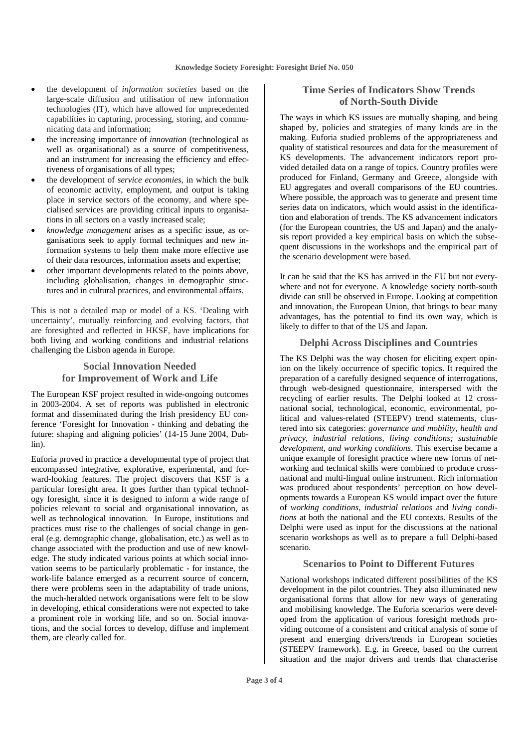- the development of *information societies* based on the large-scale diffusion and utilisation of new information technologies (IT), which have allowed for unprecedented capabilities in capturing, processing, storing, and communicating data and information;
- the increasing importance of *innovation* (technological as well as organisational) as a source of competitiveness, and an instrument for increasing the efficiency and effectiveness of organisations of all types;
- the development of *service economies*, in which the bulk of economic activity, employment, and output is taking place in service sectors of the economy, and where specialised services are providing critical inputs to organisations in all sectors on a vastly increased scale;
- *knowledge management* arises as a specific issue, as organisations seek to apply formal techniques and new information systems to help them make more effective use of their data resources, information assets and expertise;
- other important developments related to the points above, including globalisation, changes in demographic structures and in cultural practices, and environmental affairs.

This is not a detailed map or model of a KS. 'Dealing with uncertainty', mutually reinforcing and evolving factors, that are foresighted and reflected in HKSF, have implications for both living and working conditions and industrial relations challenging the Lisbon agenda in Europe.

## Social Innovation Needed for Improvement of Work and Life

The European KSF project resulted in wide-ongoing outcomes in 2003-2004. A set of reports was published in electronic format and disseminated during the Irish presidency EU conference 'Foresight for Innovation - thinking and debating the future: shaping and aligning policies' (14-15 June 2004, Dublin).

Euforia proved in practice a developmental type of project that encompassed integrative, explorative, experimental, and forward-looking features. The project discovers that KSF is a particular foresight area. It goes further than typical technology foresight, since it is designed to inform a wide range of policies relevant to social and organisational innovation, as well as technological innovation. In Europe, institutions and practices must rise to the challenges of social change in general (e.g. demographic change, globalisation, etc.) as well as to change associated with the production and use of new knowledge. The study indicated various points at which social innovation seems to be particularly problematic - for instance, the work-life balance emerged as a recurrent source of concern, there were problems seen in the adaptability of trade unions, the much-heralded network organisations were felt to be slow in developing, ethical considerations were not expected to take a prominent role in working life, and so on. Social innovations, and the social forces to develop, diffuse and implement them, are clearly called for.

## Time Series of Indicators Show Trends of North-South Divide

The ways in which KS issues are mutually shaping, and being shaped by, policies and strategies of many kinds are in the making. Euforia studied problems of the appropriateness and quality of statistical resources and data for the measurement of KS developments. The advancement indicators report provided detailed data on a range of topics. Country profiles were produced for Finland, Germany and Greece, alongside with EU aggregates and overall comparisons of the EU countries. Where possible, the approach was to generate and present time series data on indicators, which would assist in the identification and elaboration of trends. The KS advancement indicators (for the European countries, the US and Japan) and the analysis report provided a key empirical basis on which the subsequent discussions in the workshops and the empirical part of the scenario development were based.

It can be said that the KS has arrived in the EU but not everywhere and not for everyone. A knowledge society north-south divide can still be observed in Europe. Looking at competition and innovation, the European Union, that brings to bear many advantages, has the potential to find its own way, which is likely to differ to that of the US and Japan.

## Delphi Across Disciplines and Countries

The KS Delphi was the way chosen for eliciting expert opinion on the likely occurrence of specific topics. It required the preparation of a carefully designed sequence of interrogations, through web-designed questionnaire, interspersed with the recycling of earlier results. The Delphi looked at 12 cross-national social, technological, economic, environmental, political and values-related (STEEPV) trend statements, clustered into six categories: *governance and mobility, health and privacy, industrial relations, living conditions; sustainable development, and working conditions*. This exercise became a unique example of foresight practice where new forms of networking and technical skills were combined to produce cross-national and multi-lingual online instrument. Rich information was produced about respondents' perception on how developments towards a European KS would impact over the future of *working conditions*, *industrial relations* and *living conditions* at both the national and the EU contexts. Results of the Delphi were used as input for the discussions at the national scenario workshops as well as to prepare a full Delphi-based scenario.

## Scenarios to Point to Different Futures

National workshops indicated different possibilities of the KS development in the pilot countries. They also illuminated new organisational forms that allow for new ways of generating and mobilising knowledge. The Euforia scenarios were developed from the application of various foresight methods providing outcome of a consistent and critical analysis of some of present and emerging drivers/trends in European societies (STEEPV framework). E.g. in Greece, based on the current situation and the major drivers and trends that characterise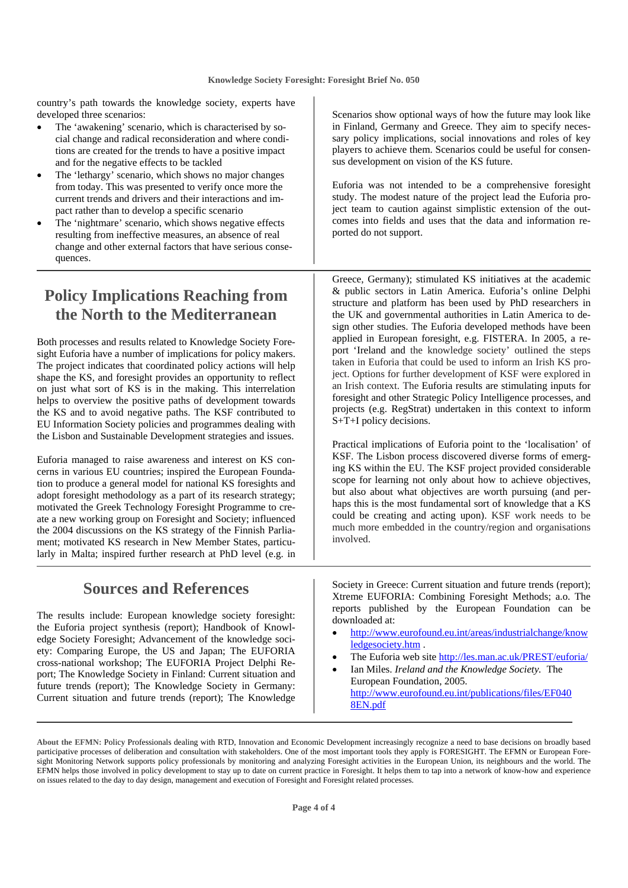country's path towards the knowledge society, experts have developed three scenarios:

- The 'awakening' scenario, which is characterised by social change and radical reconsideration and where conditions are created for the trends to have a positive impact and for the negative effects to be tackled
- The 'lethargy' scenario, which shows no major changes from today. This was presented to verify once more the current trends and drivers and their interactions and impact rather than to develop a specific scenario
- The 'nightmare' scenario, which shows negative effects resulting from ineffective measures, an absence of real change and other external factors that have serious consequences.

Scenarios show optional ways of how the future may look like in Finland, Germany and Greece. They aim to specify necessary policy implications, social innovations and roles of key players to achieve them. Scenarios could be useful for consensus development on vision of the KS future.

Euforia was not intended to be a comprehensive foresight study. The modest nature of the project lead the Euforia project team to caution against simplistic extension of the outcomes into fields and uses that the data and information reported do not support.

## Policy Implications Reaching from the North to the Mediterranean

Both processes and results related to Knowledge Society Foresight Euforia have a number of implications for policy makers. The project indicates that coordinated policy actions will help shape the KS, and foresight provides an opportunity to reflect on just what sort of KS is in the making. This interrelation helps to overview the positive paths of development towards the KS and to avoid negative paths. The KSF contributed to EU Information Society policies and programmes dealing with the Lisbon and Sustainable Development strategies and issues.

Euforia managed to raise awareness and interest on KS concerns in various EU countries; inspired the European Foundation to produce a general model for national KS foresights and adopt foresight methodology as a part of its research strategy; motivated the Greek Technology Foresight Programme to create a new working group on Foresight and Society; influenced the 2004 discussions on the KS strategy of the Finnish Parliament; motivated KS research in New Member States, particularly in Malta; inspired further research at PhD level (e.g. in Greece, Germany); stimulated KS initiatives at the academic & public sectors in Latin America. Euforia's online Delphi structure and platform has been used by PhD researchers in the UK and governmental authorities in Latin America to design other studies. The Euforia developed methods have been applied in European foresight, e.g. FISTERA. In 2005, a report 'Ireland and the knowledge society' outlined the steps taken in Euforia that could be used to inform an Irish KS project. Options for further development of KSF were explored in an Irish context. The Euforia results are stimulating inputs for foresight and other Strategic Policy Intelligence processes, and projects (e.g. RegStrat) undertaken in this context to inform S+T+I policy decisions.

Practical implications of Euforia point to the 'localisation' of KSF. The Lisbon process discovered diverse forms of emerging KS within the EU. The KSF project provided considerable scope for learning not only about how to achieve objectives, but also about what objectives are worth pursuing (and perhaps this is the most fundamental sort of knowledge that a KS could be creating and acting upon). KSF work needs to be much more embedded in the country/region and organisations involved.

## Sources and References

The results include: European knowledge society foresight: the Euforia project synthesis (report); Handbook of Knowledge Society Foresight; Advancement of the knowledge society: Comparing Europe, the US and Japan; The EUFORIA cross-national workshop; The EUFORIA Project Delphi Report; The Knowledge Society in Finland: Current situation and future trends (report); The Knowledge Society in Germany: Current situation and future trends (report); The Knowledge Society in Greece: Current situation and future trends (report); Xtreme EUFORIA: Combining Foresight Methods; a.o. The reports published by the European Foundation can be downloaded at:

- http://www.eurofound.eu.int/areas/industrialchange/knowledgesociety.htm .
- The Euforia web site http://les.man.ac.uk/PREST/euforia/
- Ian Miles. *Ireland and the Knowledge Society.* The European Foundation, 2005. http://www.eurofound.eu.int/publications/files/EF0408EN.pdf

**About the EFMN:** Policy Professionals dealing with RTD, Innovation and Economic Development increasingly recognize a need to base decisions on broadly based participative processes of deliberation and consultation with stakeholders. One of the most important tools they apply is FORESIGHT. The EFMN or European Foresight Monitoring Network supports policy professionals by monitoring and analyzing Foresight activities in the European Union, its neighbours and the world. The EFMN helps those involved in policy development to stay up to date on current practice in Foresight. It helps them to tap into a network of know-how and experience on issues related to the day to day design, management and execution of Foresight and Foresight related processes.